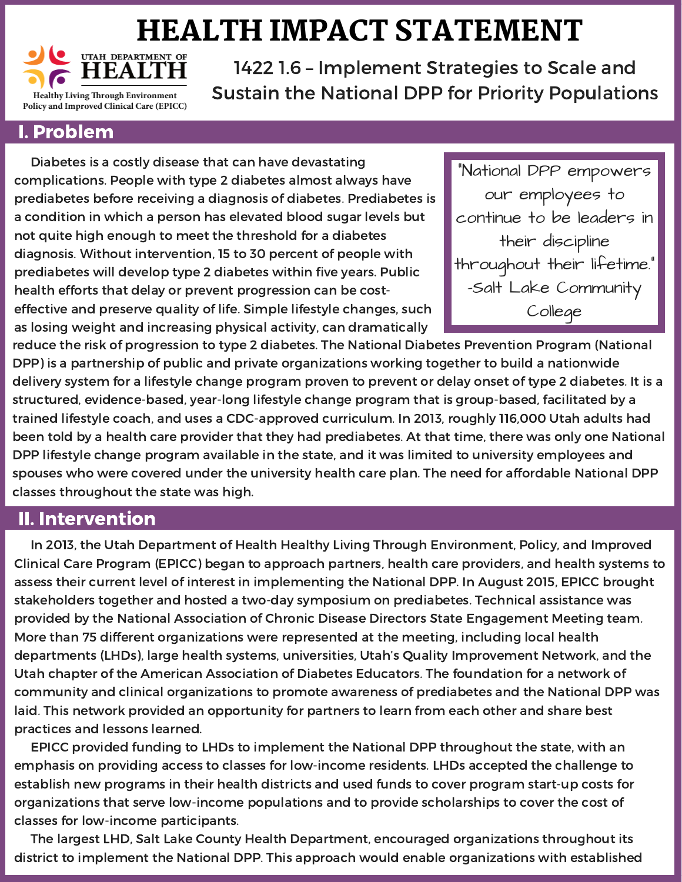# HEALTH IMPACT STATEMENT

UTAH DEPARTMENT OF HEALTH
Healthy Living Through Environment Policy and Improved Clinical Care (EPICC)

## 1422 1.6 – Implement Strategies to Scale and Sustain the National DPP for Priority Populations

## I. Problem

> "National DPP empowers our employees to continue to be leaders in their discipline throughout their lifetime."
> -Salt Lake Community College

Diabetes is a costly disease that can have devastating complications. People with type 2 diabetes almost always have prediabetes before receiving a diagnosis of diabetes. Prediabetes is a condition in which a person has elevated blood sugar levels but not quite high enough to meet the threshold for a diabetes diagnosis. Without intervention, 15 to 30 percent of people with prediabetes will develop type 2 diabetes within five years. Public health efforts that delay or prevent progression can be cost-effective and preserve quality of life. Simple lifestyle changes, such as losing weight and increasing physical activity, can dramatically reduce the risk of progression to type 2 diabetes. The National Diabetes Prevention Program (National DPP) is a partnership of public and private organizations working together to build a nationwide delivery system for a lifestyle change program proven to prevent or delay onset of type 2 diabetes. It is a structured, evidence-based, year-long lifestyle change program that is group-based, facilitated by a trained lifestyle coach, and uses a CDC-approved curriculum. In 2013, roughly 116,000 Utah adults had been told by a health care provider that they had prediabetes. At that time, there was only one National DPP lifestyle change program available in the state, and it was limited to university employees and spouses who were covered under the university health care plan. The need for affordable National DPP classes throughout the state was high.

## II. Intervention

In 2013, the Utah Department of Health Healthy Living Through Environment, Policy, and Improved Clinical Care Program (EPICC) began to approach partners, health care providers, and health systems to assess their current level of interest in implementing the National DPP. In August 2015, EPICC brought stakeholders together and hosted a two-day symposium on prediabetes. Technical assistance was provided by the National Association of Chronic Disease Directors State Engagement Meeting team. More than 75 different organizations were represented at the meeting, including local health departments (LHDs), large health systems, universities, Utah's Quality Improvement Network, and the Utah chapter of the American Association of Diabetes Educators. The foundation for a network of community and clinical organizations to promote awareness of prediabetes and the National DPP was laid. This network provided an opportunity for partners to learn from each other and share best practices and lessons learned.

EPICC provided funding to LHDs to implement the National DPP throughout the state, with an emphasis on providing access to classes for low-income residents. LHDs accepted the challenge to establish new programs in their health districts and used funds to cover program start-up costs for organizations that serve low-income populations and to provide scholarships to cover the cost of classes for low-income participants.

The largest LHD, Salt Lake County Health Department, encouraged organizations throughout its district to implement the National DPP. This approach would enable organizations with established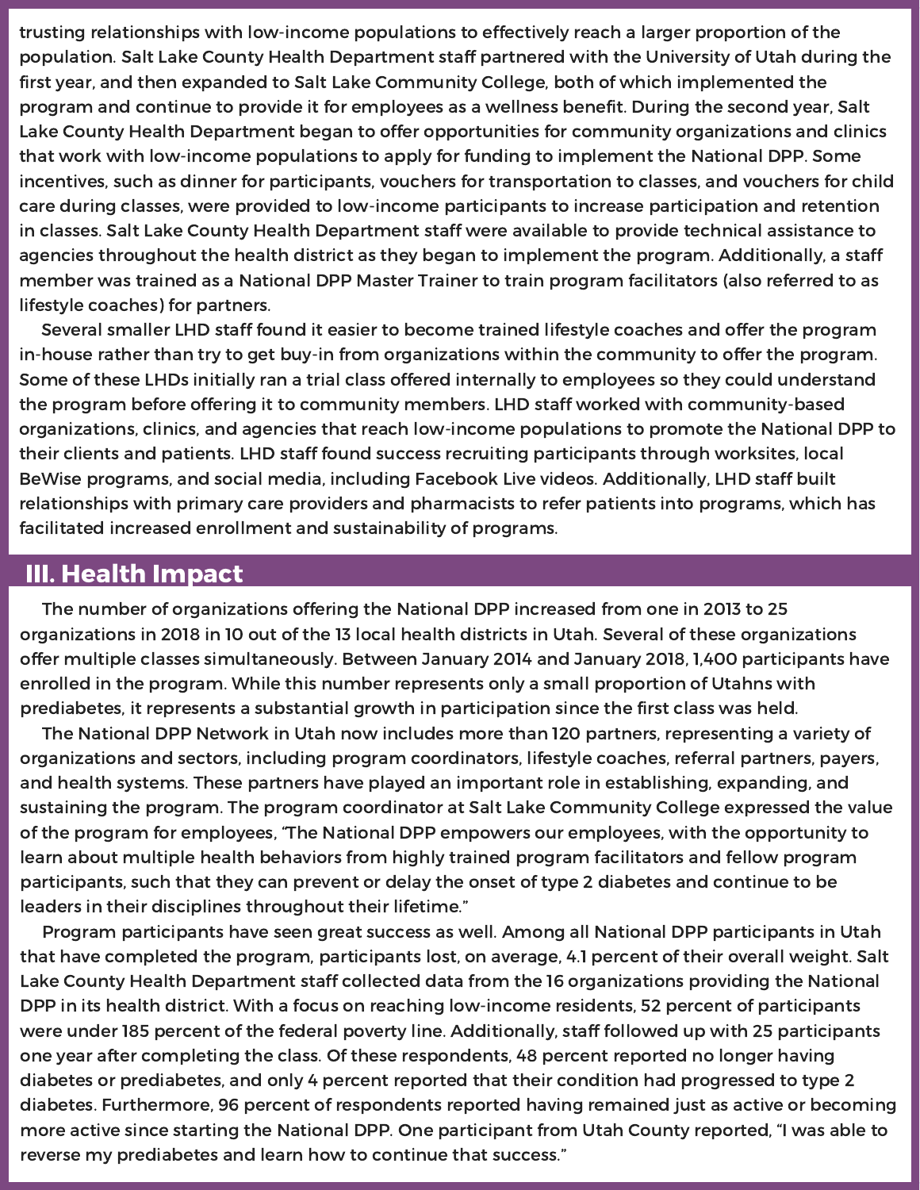trusting relationships with low-income populations to effectively reach a larger proportion of the population. Salt Lake County Health Department staff partnered with the University of Utah during the first year, and then expanded to Salt Lake Community College, both of which implemented the program and continue to provide it for employees as a wellness benefit. During the second year, Salt Lake County Health Department began to offer opportunities for community organizations and clinics that work with low-income populations to apply for funding to implement the National DPP. Some incentives, such as dinner for participants, vouchers for transportation to classes, and vouchers for child care during classes, were provided to low-income participants to increase participation and retention in classes. Salt Lake County Health Department staff were available to provide technical assistance to agencies throughout the health district as they began to implement the program. Additionally, a staff member was trained as a National DPP Master Trainer to train program facilitators (also referred to as lifestyle coaches) for partners.

Several smaller LHD staff found it easier to become trained lifestyle coaches and offer the program in-house rather than try to get buy-in from organizations within the community to offer the program. Some of these LHDs initially ran a trial class offered internally to employees so they could understand the program before offering it to community members. LHD staff worked with community-based organizations, clinics, and agencies that reach low-income populations to promote the National DPP to their clients and patients. LHD staff found success recruiting participants through worksites, local BeWise programs, and social media, including Facebook Live videos. Additionally, LHD staff built relationships with primary care providers and pharmacists to refer patients into programs, which has facilitated increased enrollment and sustainability of programs.

## III. Health Impact

The number of organizations offering the National DPP increased from one in 2013 to 25 organizations in 2018 in 10 out of the 13 local health districts in Utah. Several of these organizations offer multiple classes simultaneously. Between January 2014 and January 2018, 1,400 participants have enrolled in the program. While this number represents only a small proportion of Utahns with prediabetes, it represents a substantial growth in participation since the first class was held.

The National DPP Network in Utah now includes more than 120 partners, representing a variety of organizations and sectors, including program coordinators, lifestyle coaches, referral partners, payers, and health systems. These partners have played an important role in establishing, expanding, and sustaining the program. The program coordinator at Salt Lake Community College expressed the value of the program for employees, "The National DPP empowers our employees, with the opportunity to learn about multiple health behaviors from highly trained program facilitators and fellow program participants, such that they can prevent or delay the onset of type 2 diabetes and continue to be leaders in their disciplines throughout their lifetime."

Program participants have seen great success as well. Among all National DPP participants in Utah that have completed the program, participants lost, on average, 4.1 percent of their overall weight. Salt Lake County Health Department staff collected data from the 16 organizations providing the National DPP in its health district. With a focus on reaching low-income residents, 52 percent of participants were under 185 percent of the federal poverty line. Additionally, staff followed up with 25 participants one year after completing the class. Of these respondents, 48 percent reported no longer having diabetes or prediabetes, and only 4 percent reported that their condition had progressed to type 2 diabetes. Furthermore, 96 percent of respondents reported having remained just as active or becoming more active since starting the National DPP. One participant from Utah County reported, "I was able to reverse my prediabetes and learn how to continue that success."